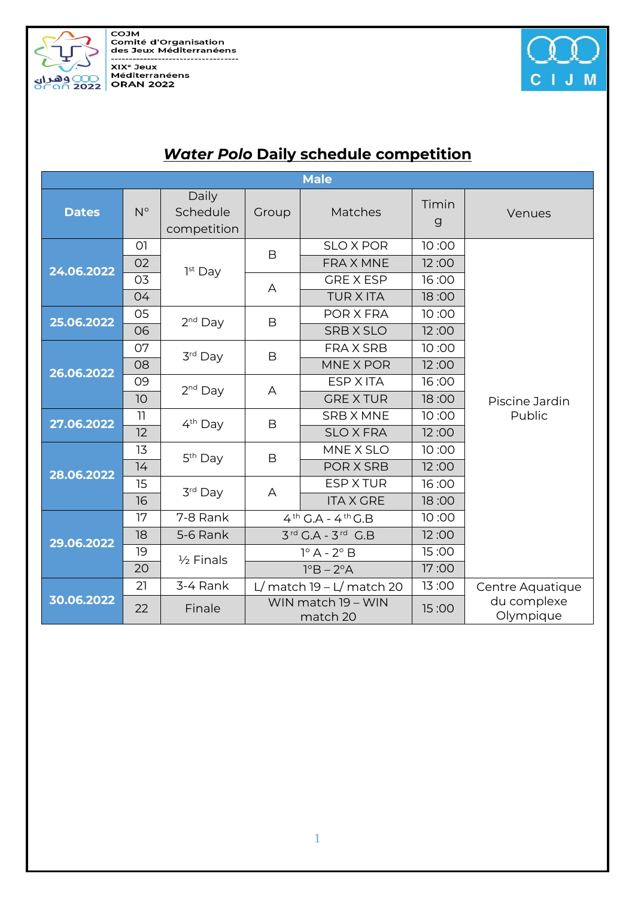COJM
Comité d'Organisation
des Jeux Méditerranéens

XIXe Jeux
Méditerranéens
ORAN 2022

CIJM

# *Water Polo* Daily schedule competition

| Male | | | | | | |
|---|---|---|---|---|---|---|
| **Dates** | N° | Daily Schedule competition | Group | Matches | Timing | Venues |
| **24.06.2022** | 01 | 1st Day | B | SLO X POR | 10 :00 | Piscine Jardin Public |
| | 02 | | | FRA X MNE | 12 :00 | |
| | 03 | | A | GRE X ESP | 16 :00 | |
| | 04 | | | TUR X ITA | 18 :00 | |
| **25.06.2022** | 05 | 2nd Day | B | POR X FRA | 10 :00 | |
| | 06 | | | SRB X SLO | 12 :00 | |
| **26.06.2022** | 07 | 3rd Day | B | FRA X SRB | 10 :00 | |
| | 08 | | | MNE X POR | 12 :00 | |
| | 09 | 2nd Day | A | ESP X ITA | 16 :00 | |
| | 10 | | | GRE X TUR | 18 :00 | |
| **27.06.2022** | 11 | 4th Day | B | SRB X MNE | 10 :00 | |
| | 12 | | | SLO X FRA | 12 :00 | |
| **28.06.2022** | 13 | 5th Day | B | MNE X SLO | 10 :00 | |
| | 14 | | | POR X SRB | 12 :00 | |
| | 15 | 3rd Day | A | ESP X TUR | 16 :00 | |
| | 16 | | | ITA X GRE | 18 :00 | |
| **29.06.2022** | 17 | 7-8 Rank | 4th G.A - 4th G.B | | 10 :00 | |
| | 18 | 5-6 Rank | 3rd G.A - 3rd G.B | | 12 :00 | |
| | 19 | ½ Finals | 1° A - 2° B | | 15 :00 | |
| | 20 | | 1°B – 2°A | | 17 :00 | |
| **30.06.2022** | 21 | 3-4 Rank | L/ match 19 – L/ match 20 | | 13 :00 | Centre Aquatique du complexe Olympique |
| | 22 | Finale | WIN match 19 – WIN match 20 | | 15 :00 | |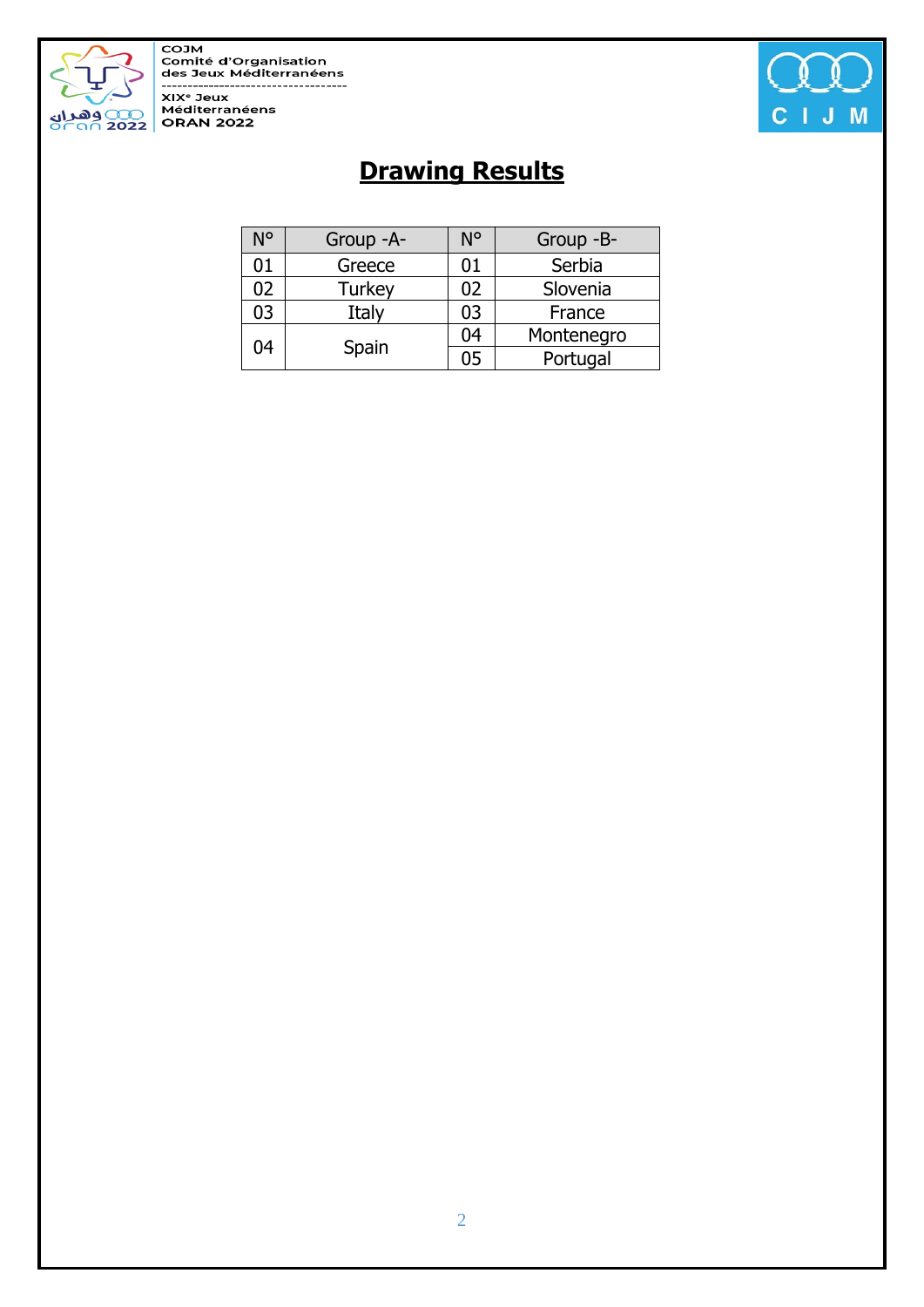# Drawing Results

| N° | Group -A- | N° | Group -B- |
|---|---|---|---|
| 01 | Greece | 01 | Serbia |
| 02 | Turkey | 02 | Slovenia |
| 03 | Italy | 03 | France |
| 04 | Spain | 04 | Montenegro |
| | | 05 | Portugal |